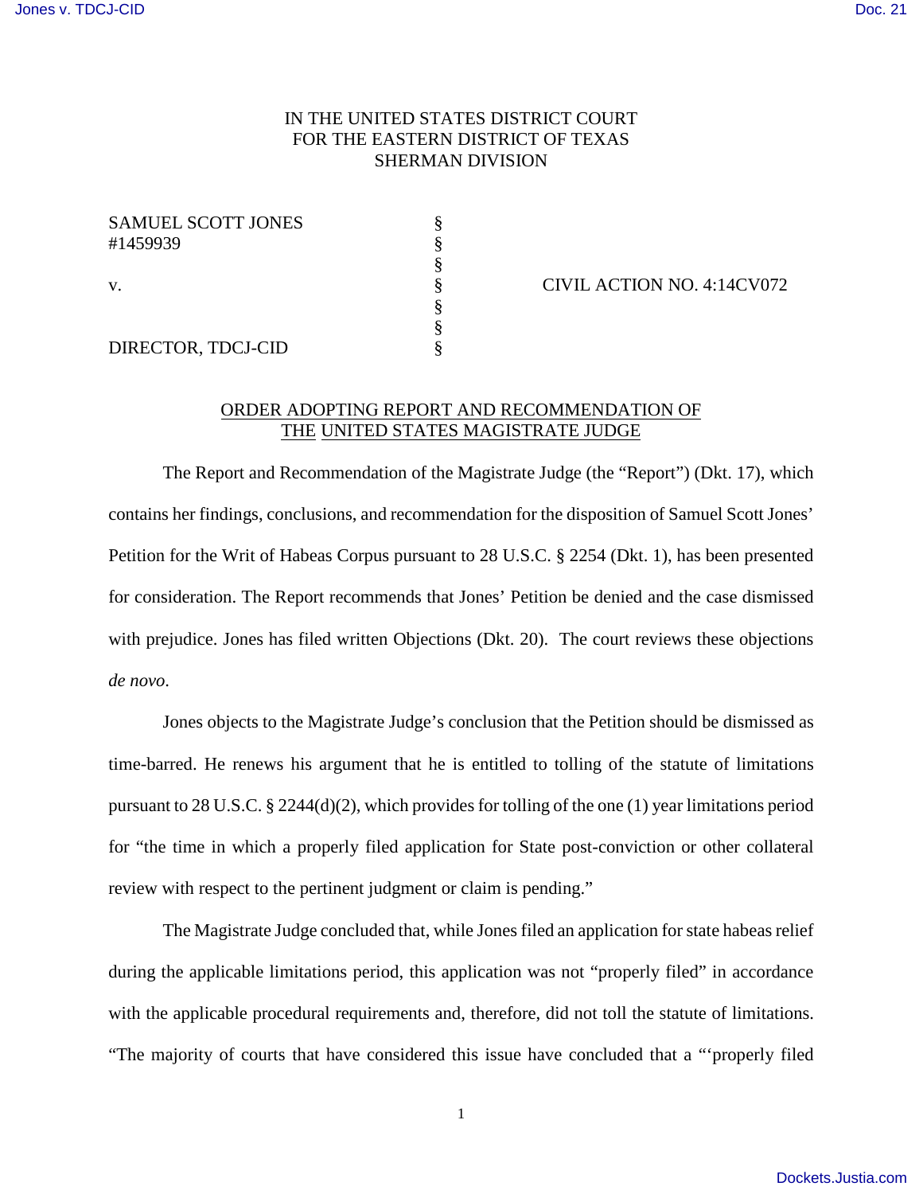IN THE UNITED STATES DISTRICT COURT
FOR THE EASTERN DISTRICT OF TEXAS
SHERMAN DIVISION

| | | |
|---|---|---|
| SAMUEL SCOTT JONES #1459939 | § | |
| | § | |
| v. | § | CIVIL ACTION NO. 4:14CV072 |
| | § | |
| DIRECTOR, TDCJ-CID | § | |

## ORDER ADOPTING REPORT AND RECOMMENDATION OF THE UNITED STATES MAGISTRATE JUDGE

The Report and Recommendation of the Magistrate Judge (the "Report") (Dkt. 17), which contains her findings, conclusions, and recommendation for the disposition of Samuel Scott Jones' Petition for the Writ of Habeas Corpus pursuant to 28 U.S.C. § 2254 (Dkt. 1), has been presented for consideration. The Report recommends that Jones' Petition be denied and the case dismissed with prejudice. Jones has filed written Objections (Dkt. 20). The court reviews these objections *de novo*.

Jones objects to the Magistrate Judge's conclusion that the Petition should be dismissed as time-barred. He renews his argument that he is entitled to tolling of the statute of limitations pursuant to 28 U.S.C. § 2244(d)(2), which provides for tolling of the one (1) year limitations period for "the time in which a properly filed application for State post-conviction or other collateral review with respect to the pertinent judgment or claim is pending."

The Magistrate Judge concluded that, while Jones filed an application for state habeas relief during the applicable limitations period, this application was not "properly filed" in accordance with the applicable procedural requirements and, therefore, did not toll the statute of limitations. "The majority of courts that have considered this issue have concluded that a "'properly filed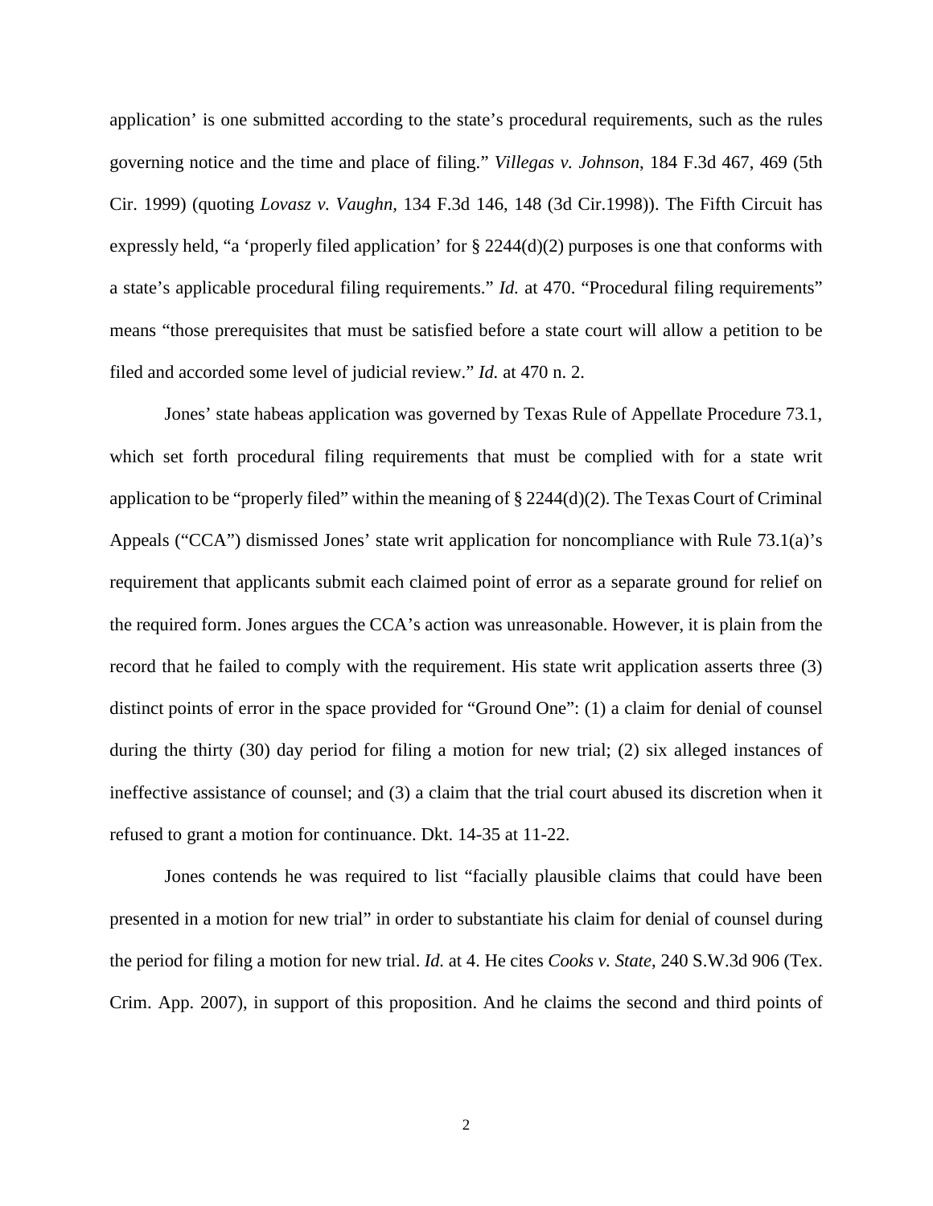application' is one submitted according to the state's procedural requirements, such as the rules governing notice and the time and place of filing." *Villegas v. Johnson*, 184 F.3d 467, 469 (5th Cir. 1999) (quoting *Lovasz v. Vaughn,* 134 F.3d 146, 148 (3d Cir.1998)). The Fifth Circuit has expressly held, "a 'properly filed application' for § 2244(d)(2) purposes is one that conforms with a state's applicable procedural filing requirements." *Id.* at 470. "Procedural filing requirements" means "those prerequisites that must be satisfied before a state court will allow a petition to be filed and accorded some level of judicial review." *Id.* at 470 n. 2.

Jones' state habeas application was governed by Texas Rule of Appellate Procedure 73.1, which set forth procedural filing requirements that must be complied with for a state writ application to be "properly filed" within the meaning of § 2244(d)(2). The Texas Court of Criminal Appeals ("CCA") dismissed Jones' state writ application for noncompliance with Rule 73.1(a)'s requirement that applicants submit each claimed point of error as a separate ground for relief on the required form. Jones argues the CCA's action was unreasonable. However, it is plain from the record that he failed to comply with the requirement. His state writ application asserts three (3) distinct points of error in the space provided for "Ground One": (1) a claim for denial of counsel during the thirty (30) day period for filing a motion for new trial; (2) six alleged instances of ineffective assistance of counsel; and (3) a claim that the trial court abused its discretion when it refused to grant a motion for continuance. Dkt. 14-35 at 11-22.

Jones contends he was required to list "facially plausible claims that could have been presented in a motion for new trial" in order to substantiate his claim for denial of counsel during the period for filing a motion for new trial. *Id.* at 4. He cites *Cooks v. State*, 240 S.W.3d 906 (Tex. Crim. App. 2007), in support of this proposition. And he claims the second and third points of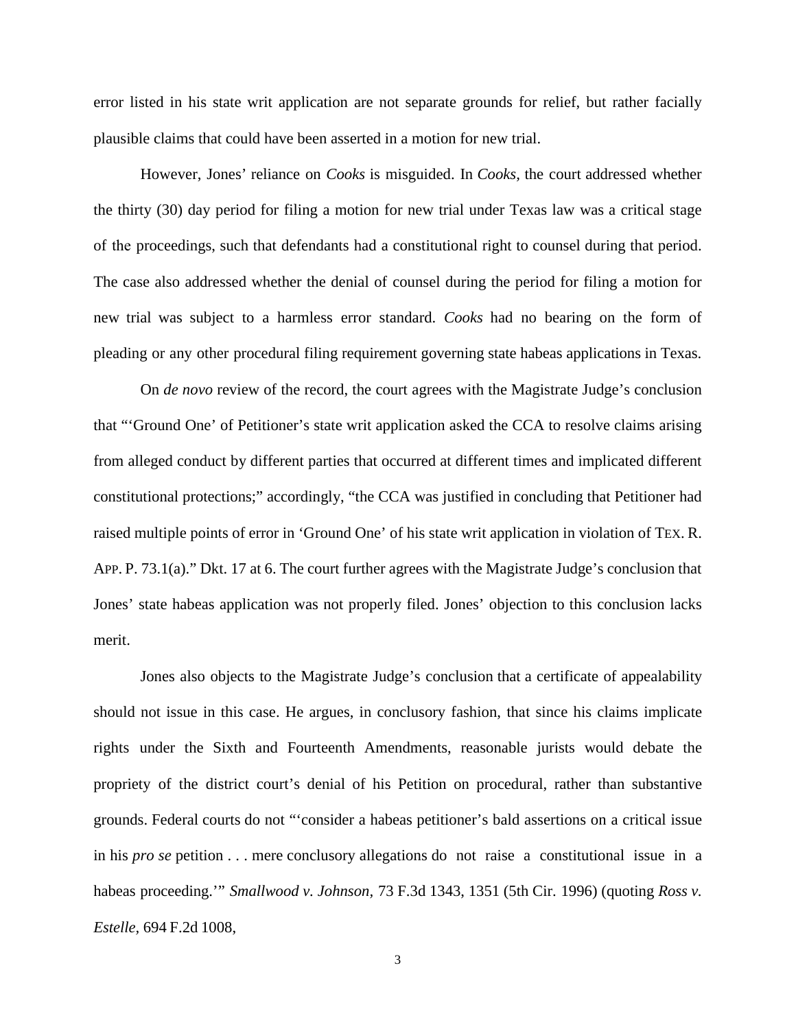error listed in his state writ application are not separate grounds for relief, but rather facially plausible claims that could have been asserted in a motion for new trial.

However, Jones' reliance on *Cooks* is misguided. In *Cooks*, the court addressed whether the thirty (30) day period for filing a motion for new trial under Texas law was a critical stage of the proceedings, such that defendants had a constitutional right to counsel during that period. The case also addressed whether the denial of counsel during the period for filing a motion for new trial was subject to a harmless error standard. *Cooks* had no bearing on the form of pleading or any other procedural filing requirement governing state habeas applications in Texas.

On *de novo* review of the record, the court agrees with the Magistrate Judge's conclusion that "'Ground One' of Petitioner's state writ application asked the CCA to resolve claims arising from alleged conduct by different parties that occurred at different times and implicated different constitutional protections;" accordingly, "the CCA was justified in concluding that Petitioner had raised multiple points of error in 'Ground One' of his state writ application in violation of TEX. R. APP. P. 73.1(a)." Dkt. 17 at 6. The court further agrees with the Magistrate Judge's conclusion that Jones' state habeas application was not properly filed. Jones' objection to this conclusion lacks merit.

Jones also objects to the Magistrate Judge's conclusion that a certificate of appealability should not issue in this case. He argues, in conclusory fashion, that since his claims implicate rights under the Sixth and Fourteenth Amendments, reasonable jurists would debate the propriety of the district court's denial of his Petition on procedural, rather than substantive grounds. Federal courts do not "'consider a habeas petitioner's bald assertions on a critical issue in his *pro se* petition . . . mere conclusory allegations do not raise a constitutional issue in a habeas proceeding.'" *Smallwood v. Johnson*, 73 F.3d 1343, 1351 (5th Cir. 1996) (quoting *Ross v. Estelle*, 694 F.2d 1008,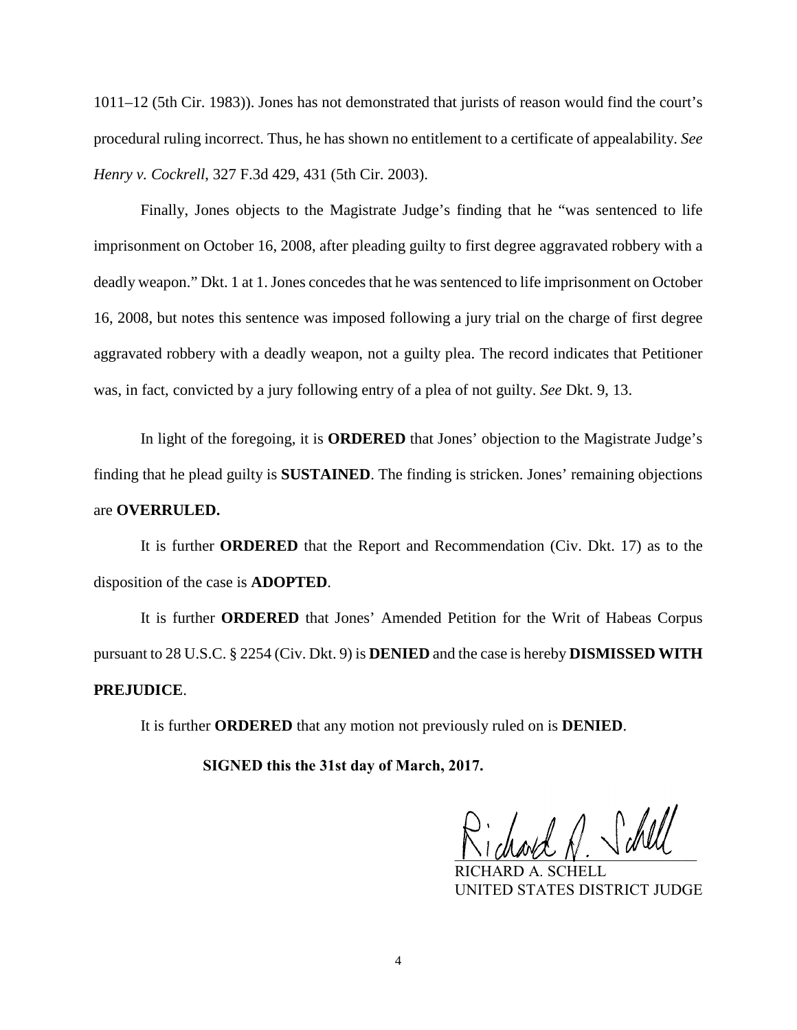1011–12 (5th Cir. 1983)). Jones has not demonstrated that jurists of reason would find the court's procedural ruling incorrect. Thus, he has shown no entitlement to a certificate of appealability. *See Henry v. Cockrell*, 327 F.3d 429, 431 (5th Cir. 2003).

Finally, Jones objects to the Magistrate Judge's finding that he "was sentenced to life imprisonment on October 16, 2008, after pleading guilty to first degree aggravated robbery with a deadly weapon." Dkt. 1 at 1. Jones concedes that he was sentenced to life imprisonment on October 16, 2008, but notes this sentence was imposed following a jury trial on the charge of first degree aggravated robbery with a deadly weapon, not a guilty plea. The record indicates that Petitioner was, in fact, convicted by a jury following entry of a plea of not guilty. *See* Dkt. 9, 13.

In light of the foregoing, it is **ORDERED** that Jones' objection to the Magistrate Judge's finding that he plead guilty is **SUSTAINED**. The finding is stricken. Jones' remaining objections are **OVERRULED.**

It is further **ORDERED** that the Report and Recommendation (Civ. Dkt. 17) as to the disposition of the case is **ADOPTED**.

It is further **ORDERED** that Jones' Amended Petition for the Writ of Habeas Corpus pursuant to 28 U.S.C. § 2254 (Civ. Dkt. 9) is **DENIED** and the case is hereby **DISMISSED WITH PREJUDICE**.

It is further **ORDERED** that any motion not previously ruled on is **DENIED**.

**SIGNED this the 31st day of March, 2017.**

Richard A. Schell

RICHARD A. SCHELL
UNITED STATES DISTRICT JUDGE